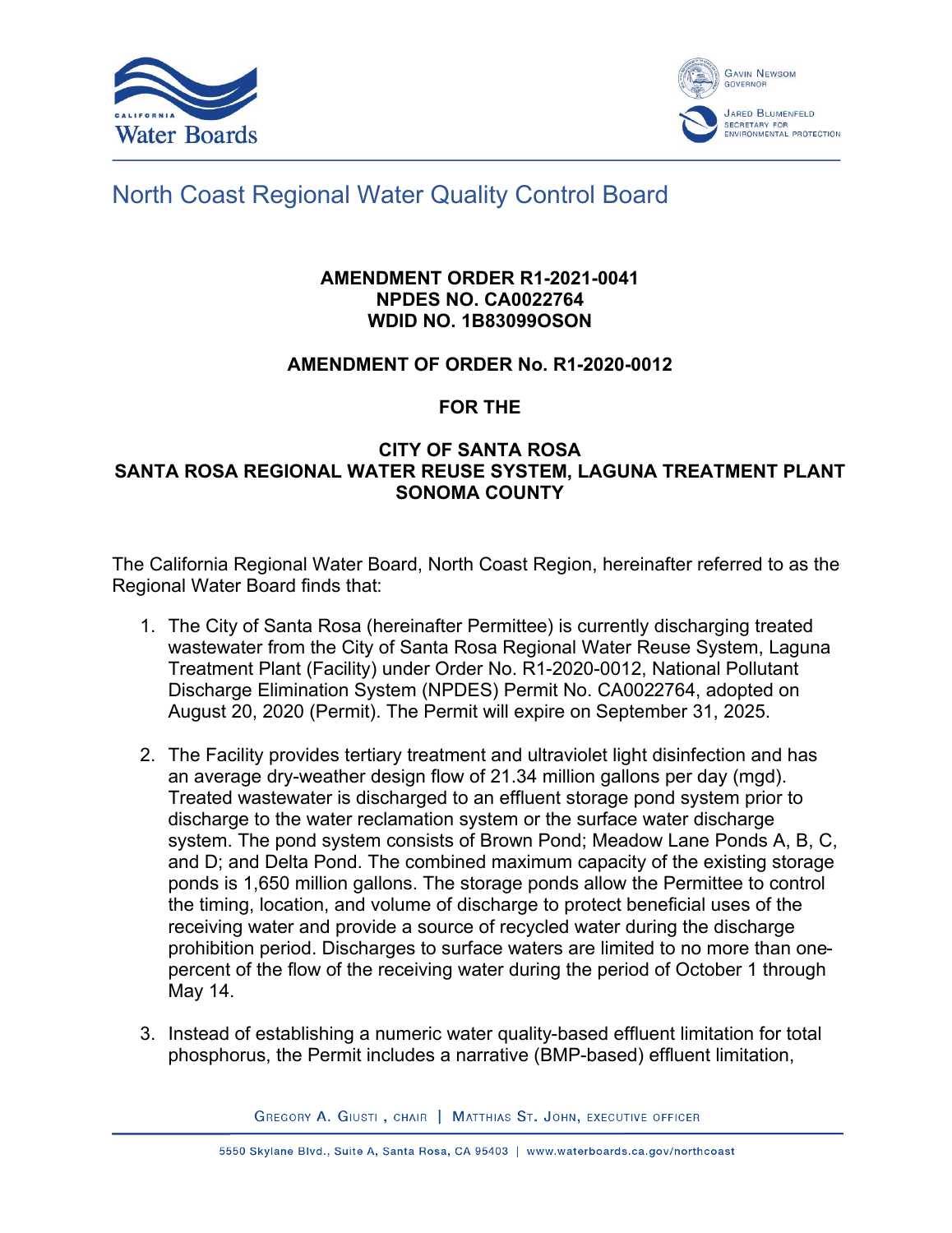# North Coast Regional Water Quality Control Board

**AMENDMENT ORDER R1-2021-0041**
**NPDES NO. CA0022764**
**WDID NO. 1B83099OSON**

**AMENDMENT OF ORDER No. R1-2020-0012**

**FOR THE**

**CITY OF SANTA ROSA**
**SANTA ROSA REGIONAL WATER REUSE SYSTEM, LAGUNA TREATMENT PLANT**
**SONOMA COUNTY**

The California Regional Water Board, North Coast Region, hereinafter referred to as the Regional Water Board finds that:

1. The City of Santa Rosa (hereinafter Permittee) is currently discharging treated wastewater from the City of Santa Rosa Regional Water Reuse System, Laguna Treatment Plant (Facility) under Order No. R1-2020-0012, National Pollutant Discharge Elimination System (NPDES) Permit No. CA0022764, adopted on August 20, 2020 (Permit). The Permit will expire on September 31, 2025.

2. The Facility provides tertiary treatment and ultraviolet light disinfection and has an average dry-weather design flow of 21.34 million gallons per day (mgd). Treated wastewater is discharged to an effluent storage pond system prior to discharge to the water reclamation system or the surface water discharge system. The pond system consists of Brown Pond; Meadow Lane Ponds A, B, C, and D; and Delta Pond. The combined maximum capacity of the existing storage ponds is 1,650 million gallons. The storage ponds allow the Permittee to control the timing, location, and volume of discharge to protect beneficial uses of the receiving water and provide a source of recycled water during the discharge prohibition period. Discharges to surface waters are limited to no more than one-percent of the flow of the receiving water during the period of October 1 through May 14.

3. Instead of establishing a numeric water quality-based effluent limitation for total phosphorus, the Permit includes a narrative (BMP-based) effluent limitation,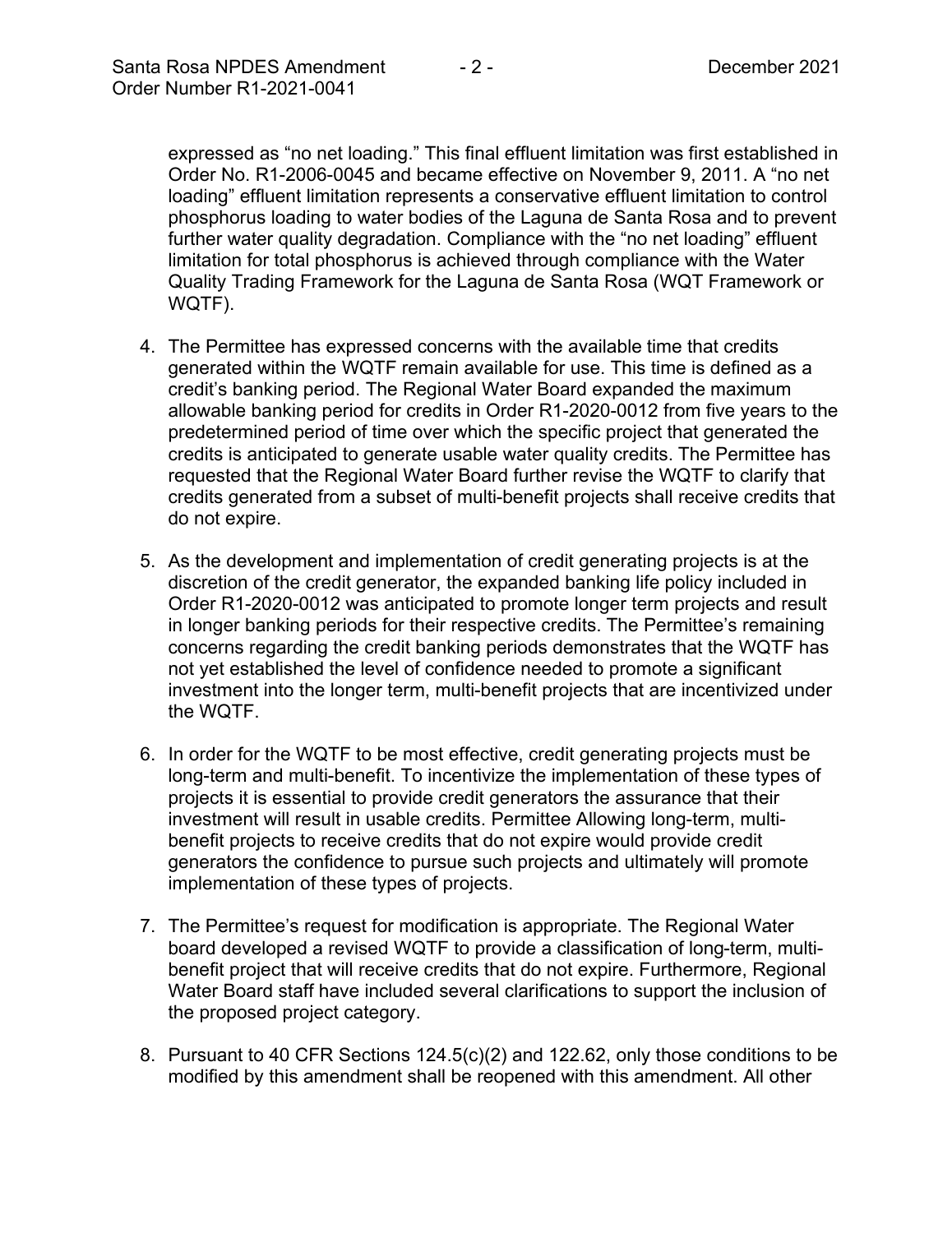expressed as "no net loading." This final effluent limitation was first established in Order No. R1-2006-0045 and became effective on November 9, 2011. A "no net loading" effluent limitation represents a conservative effluent limitation to control phosphorus loading to water bodies of the Laguna de Santa Rosa and to prevent further water quality degradation. Compliance with the "no net loading" effluent limitation for total phosphorus is achieved through compliance with the Water Quality Trading Framework for the Laguna de Santa Rosa (WQT Framework or WQTF).

4. The Permittee has expressed concerns with the available time that credits generated within the WQTF remain available for use. This time is defined as a credit's banking period. The Regional Water Board expanded the maximum allowable banking period for credits in Order R1-2020-0012 from five years to the predetermined period of time over which the specific project that generated the credits is anticipated to generate usable water quality credits. The Permittee has requested that the Regional Water Board further revise the WQTF to clarify that credits generated from a subset of multi-benefit projects shall receive credits that do not expire.

5. As the development and implementation of credit generating projects is at the discretion of the credit generator, the expanded banking life policy included in Order R1-2020-0012 was anticipated to promote longer term projects and result in longer banking periods for their respective credits. The Permittee's remaining concerns regarding the credit banking periods demonstrates that the WQTF has not yet established the level of confidence needed to promote a significant investment into the longer term, multi-benefit projects that are incentivized under the WQTF.

6. In order for the WQTF to be most effective, credit generating projects must be long-term and multi-benefit. To incentivize the implementation of these types of projects it is essential to provide credit generators the assurance that their investment will result in usable credits. Permittee Allowing long-term, multi-benefit projects to receive credits that do not expire would provide credit generators the confidence to pursue such projects and ultimately will promote implementation of these types of projects.

7. The Permittee's request for modification is appropriate. The Regional Water board developed a revised WQTF to provide a classification of long-term, multi-benefit project that will receive credits that do not expire. Furthermore, Regional Water Board staff have included several clarifications to support the inclusion of the proposed project category.

8. Pursuant to 40 CFR Sections 124.5(c)(2) and 122.62, only those conditions to be modified by this amendment shall be reopened with this amendment. All other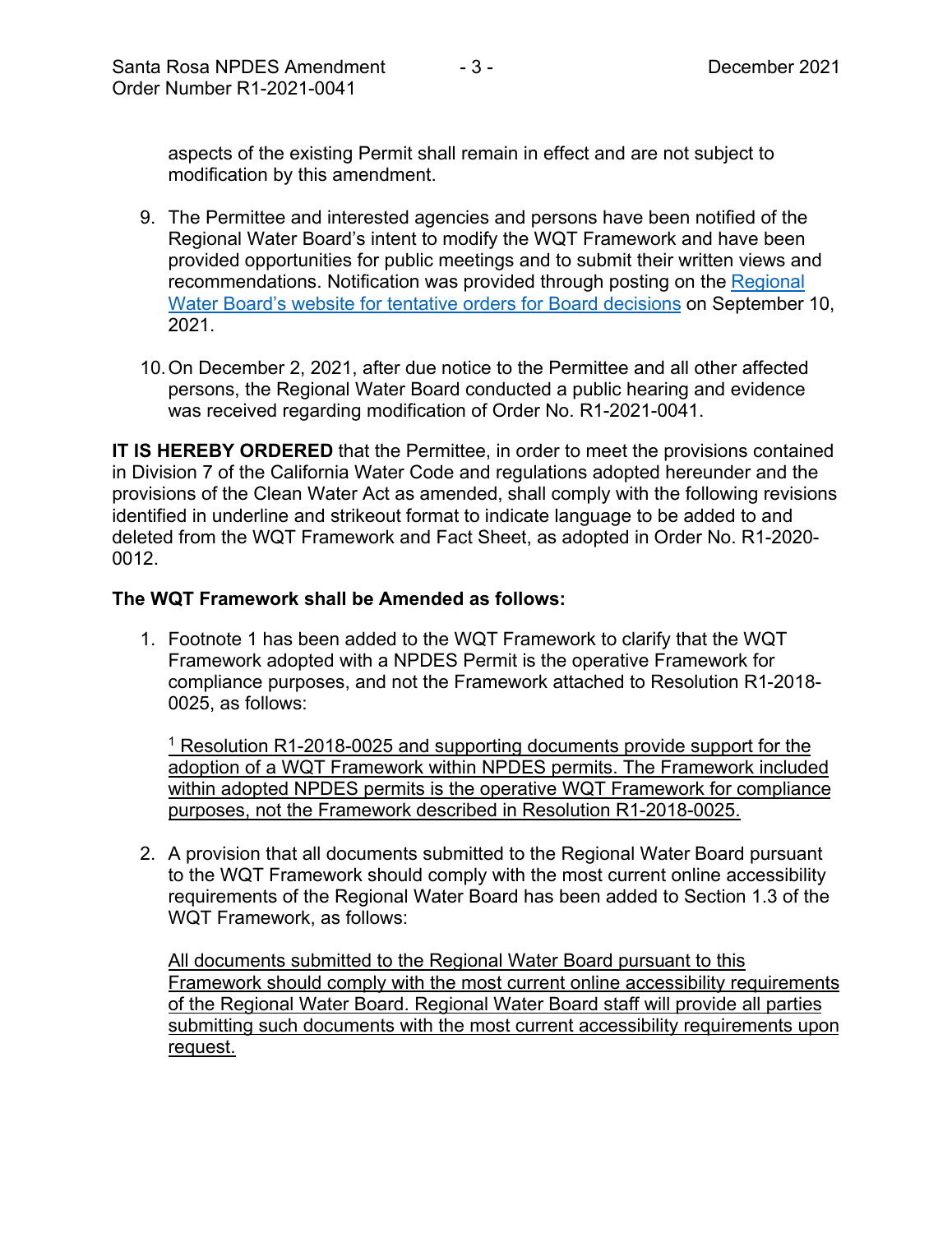aspects of the existing Permit shall remain in effect and are not subject to modification by this amendment.

9. The Permittee and interested agencies and persons have been notified of the Regional Water Board's intent to modify the WQT Framework and have been provided opportunities for public meetings and to submit their written views and recommendations. Notification was provided through posting on the Regional Water Board's website for tentative orders for Board decisions on September 10, 2021.

10. On December 2, 2021, after due notice to the Permittee and all other affected persons, the Regional Water Board conducted a public hearing and evidence was received regarding modification of Order No. R1-2021-0041.

**IT IS HEREBY ORDERED** that the Permittee, in order to meet the provisions contained in Division 7 of the California Water Code and regulations adopted hereunder and the provisions of the Clean Water Act as amended, shall comply with the following revisions identified in underline and strikeout format to indicate language to be added to and deleted from the WQT Framework and Fact Sheet, as adopted in Order No. R1-2020-0012.

**The WQT Framework shall be Amended as follows:**

1. Footnote 1 has been added to the WQT Framework to clarify that the WQT Framework adopted with a NPDES Permit is the operative Framework for compliance purposes, and not the Framework attached to Resolution R1-2018-0025, as follows:

   <u>[1] Resolution R1-2018-0025 and supporting documents provide support for the adoption of a WQT Framework within NPDES permits. The Framework included within adopted NPDES permits is the operative WQT Framework for compliance purposes, not the Framework described in Resolution R1-2018-0025.</u>

2. A provision that all documents submitted to the Regional Water Board pursuant to the WQT Framework should comply with the most current online accessibility requirements of the Regional Water Board has been added to Section 1.3 of the WQT Framework, as follows:

   <u>All documents submitted to the Regional Water Board pursuant to this Framework should comply with the most current online accessibility requirements of the Regional Water Board. Regional Water Board staff will provide all parties submitting such documents with the most current accessibility requirements upon request.</u>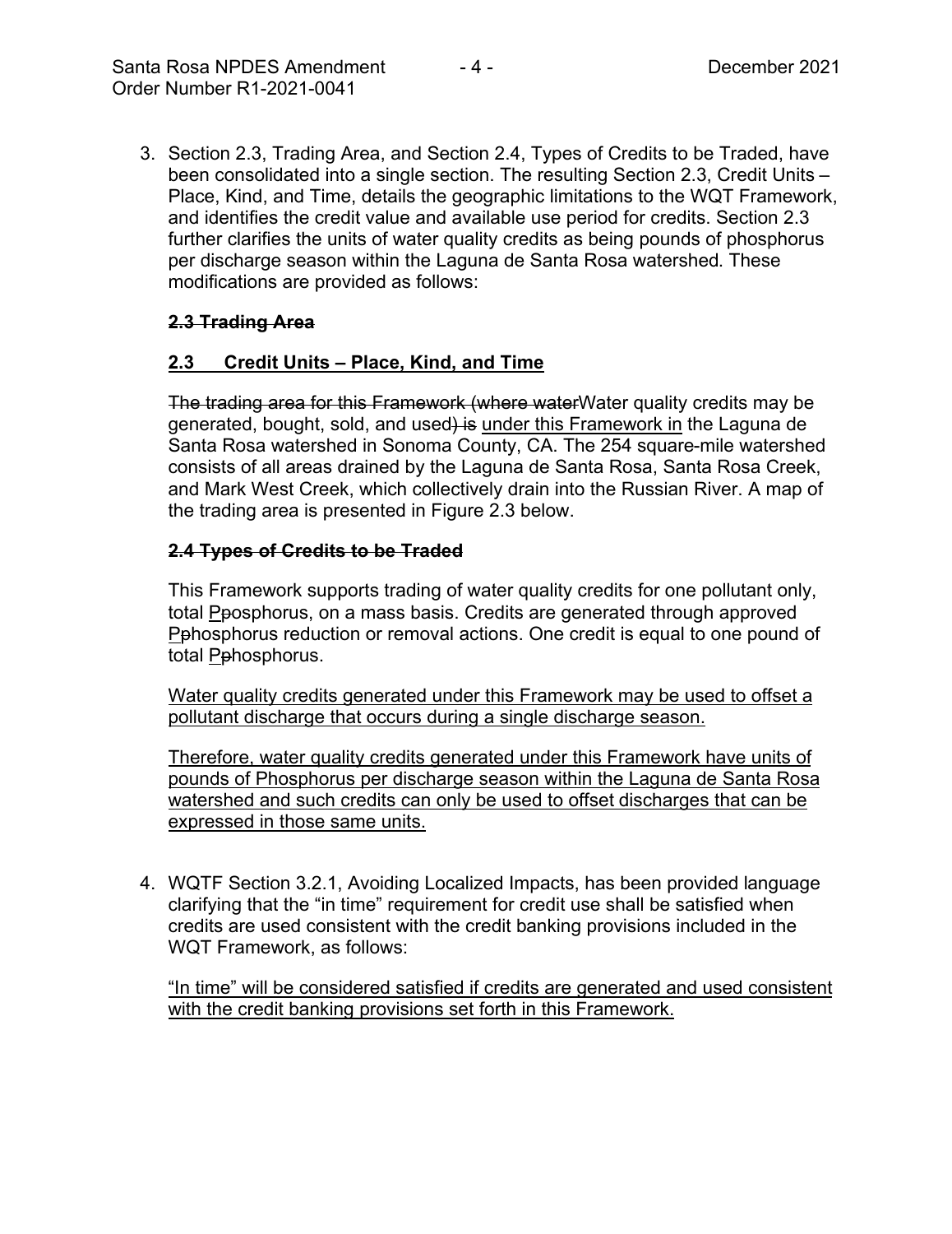3. Section 2.3, Trading Area, and Section 2.4, Types of Credits to be Traded, have been consolidated into a single section. The resulting Section 2.3, Credit Units – Place, Kind, and Time, details the geographic limitations to the WQT Framework, and identifies the credit value and available use period for credits. Section 2.3 further clarifies the units of water quality credits as being pounds of phosphorus per discharge season within the Laguna de Santa Rosa watershed. These modifications are provided as follows:

   **~~2.3 Trading Area~~**

   **<u>2.3 Credit Units – Place, Kind, and Time</u>**

   ~~The trading area for this Framework (where water~~Water quality credits may be generated, bought, sold, and used~~) is~~ <u>under this Framework in</u> the Laguna de Santa Rosa watershed in Sonoma County, CA. The 254 square-mile watershed consists of all areas drained by the Laguna de Santa Rosa, Santa Rosa Creek, and Mark West Creek, which collectively drain into the Russian River. A map of the trading area is presented in Figure 2.3 below.

   **~~2.4 Types of Credits to be Traded~~**

   This Framework supports trading of water quality credits for one pollutant only, total <u>P</u>~~p~~osphorus, on a mass basis. Credits are generated through approved <u>P</u>~~p~~hosphorus reduction or removal actions. One credit is equal to one pound of total <u>P</u>~~p~~hosphorus.

   <u>Water quality credits generated under this Framework may be used to offset a pollutant discharge that occurs during a single discharge season.</u>

   <u>Therefore, water quality credits generated under this Framework have units of pounds of Phosphorus per discharge season within the Laguna de Santa Rosa watershed and such credits can only be used to offset discharges that can be expressed in those same units.</u>

4. WQTF Section 3.2.1, Avoiding Localized Impacts, has been provided language clarifying that the "in time" requirement for credit use shall be satisfied when credits are used consistent with the credit banking provisions included in the WQT Framework, as follows:

   <u>"In time" will be considered satisfied if credits are generated and used consistent with the credit banking provisions set forth in this Framework.</u>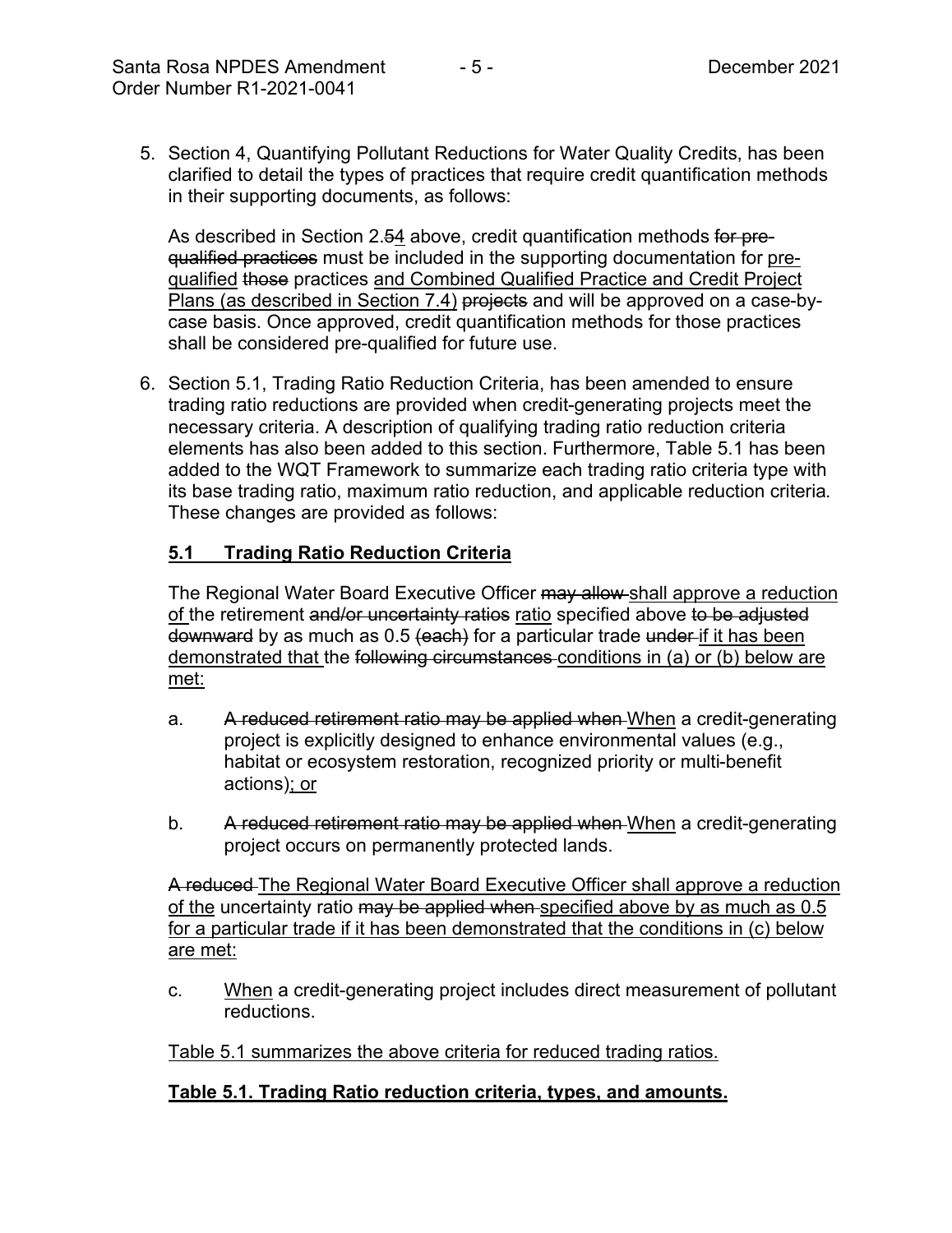5. Section 4, Quantifying Pollutant Reductions for Water Quality Credits, has been clarified to detail the types of practices that require credit quantification methods in their supporting documents, as follows:

   As described in Section 2.~~5~~<u>4</u> above, credit quantification methods ~~for pre-qualified practices~~ must be included in the supporting documentation for <u>pre-qualified</u> ~~those~~ practices <u>and Combined Qualified Practice and Credit Project Plans (as described in Section 7.4)</u> ~~projects~~ and will be approved on a case-by-case basis. Once approved, credit quantification methods for those practices shall be considered pre-qualified for future use.

6. Section 5.1, Trading Ratio Reduction Criteria, has been amended to ensure trading ratio reductions are provided when credit-generating projects meet the necessary criteria. A description of qualifying trading ratio reduction criteria elements has also been added to this section. Furthermore, Table 5.1 has been added to the WQT Framework to summarize each trading ratio criteria type with its base trading ratio, maximum ratio reduction, and applicable reduction criteria. These changes are provided as follows:

   **<u>5.1 Trading Ratio Reduction Criteria</u>**

   The Regional Water Board Executive Officer ~~may allow~~ <u>shall approve a reduction of</u> the retirement ~~and/or uncertainty ratios~~ <u>ratio</u> specified above ~~to be adjusted downward~~ by as much as 0.5 ~~(each)~~ for a particular trade ~~under~~ <u>if it has been demonstrated that</u> the ~~following circumstances~~ <u>conditions in (a) or (b) below are met:</u>

   a. ~~A reduced retirement ratio may be applied when~~ <u>When</u> a credit-generating project is explicitly designed to enhance environmental values (e.g., habitat or ecosystem restoration, recognized priority or multi-benefit actions)<u>; or</u>

   b. ~~A reduced retirement ratio may be applied when~~ <u>When</u> a credit-generating project occurs on permanently protected lands.

   ~~A reduced~~ <u>The Regional Water Board Executive Officer shall approve a reduction of the</u> uncertainty ratio ~~may be applied when~~ <u>specified above by as much as 0.5 for a particular trade if it has been demonstrated that the conditions in (c) below are met:</u>

   c. <u>When</u> a credit-generating project includes direct measurement of pollutant reductions.

   <u>Table 5.1 summarizes the above criteria for reduced trading ratios.</u>

   **<u>Table 5.1. Trading Ratio reduction criteria, types, and amounts.</u>**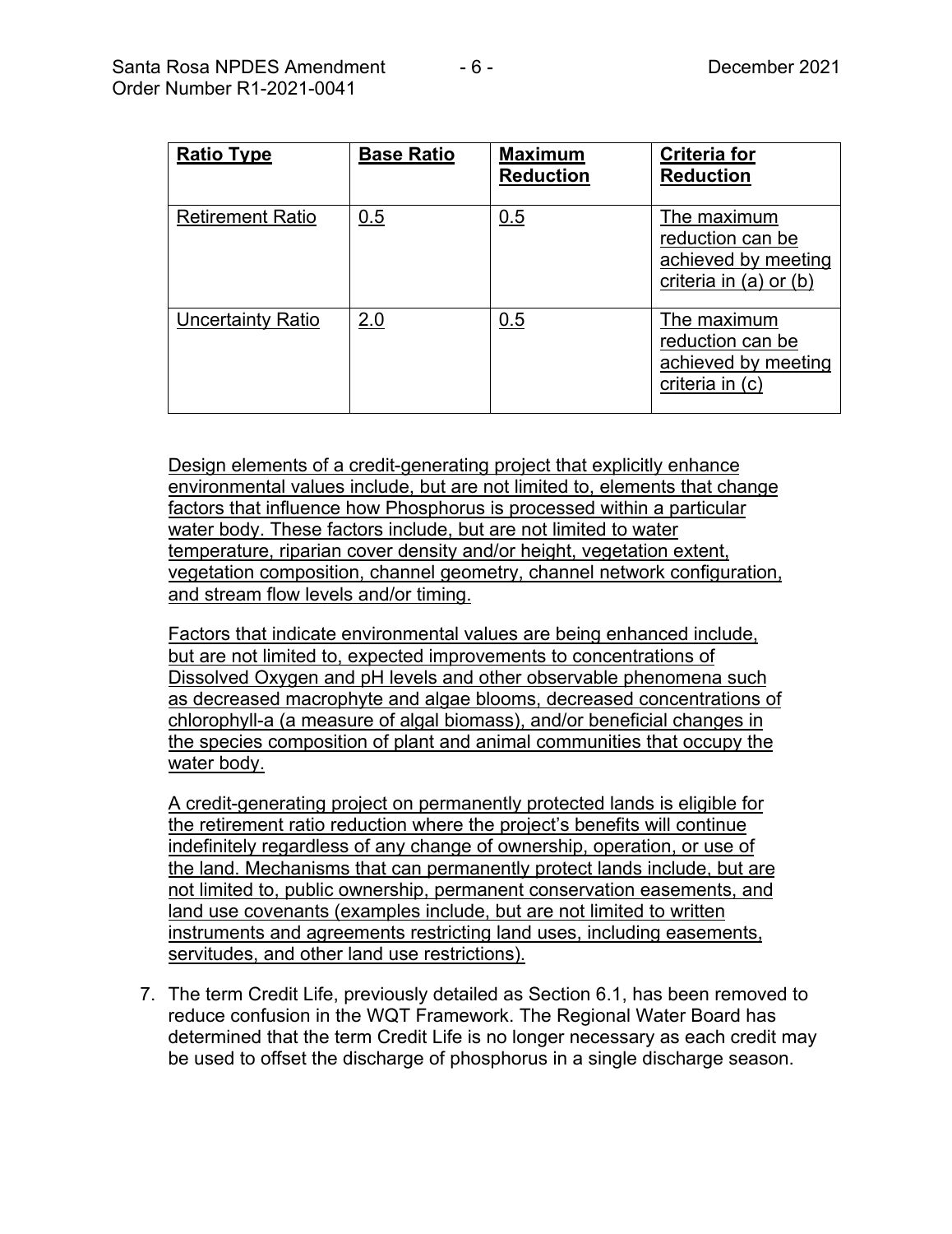| Ratio Type | Base Ratio | Maximum Reduction | Criteria for Reduction |
|---|---|---|---|
| Retirement Ratio | 0.5 | 0.5 | The maximum reduction can be achieved by meeting criteria in (a) or (b) |
| Uncertainty Ratio | 2.0 | 0.5 | The maximum reduction can be achieved by meeting criteria in (c) |

Design elements of a credit-generating project that explicitly enhance environmental values include, but are not limited to, elements that change factors that influence how Phosphorus is processed within a particular water body. These factors include, but are not limited to water temperature, riparian cover density and/or height, vegetation extent, vegetation composition, channel geometry, channel network configuration, and stream flow levels and/or timing.

Factors that indicate environmental values are being enhanced include, but are not limited to, expected improvements to concentrations of Dissolved Oxygen and pH levels and other observable phenomena such as decreased macrophyte and algae blooms, decreased concentrations of chlorophyll-a (a measure of algal biomass), and/or beneficial changes in the species composition of plant and animal communities that occupy the water body.

A credit-generating project on permanently protected lands is eligible for the retirement ratio reduction where the project's benefits will continue indefinitely regardless of any change of ownership, operation, or use of the land. Mechanisms that can permanently protect lands include, but are not limited to, public ownership, permanent conservation easements, and land use covenants (examples include, but are not limited to written instruments and agreements restricting land uses, including easements, servitudes, and other land use restrictions).

7. The term Credit Life, previously detailed as Section 6.1, has been removed to reduce confusion in the WQT Framework. The Regional Water Board has determined that the term Credit Life is no longer necessary as each credit may be used to offset the discharge of phosphorus in a single discharge season.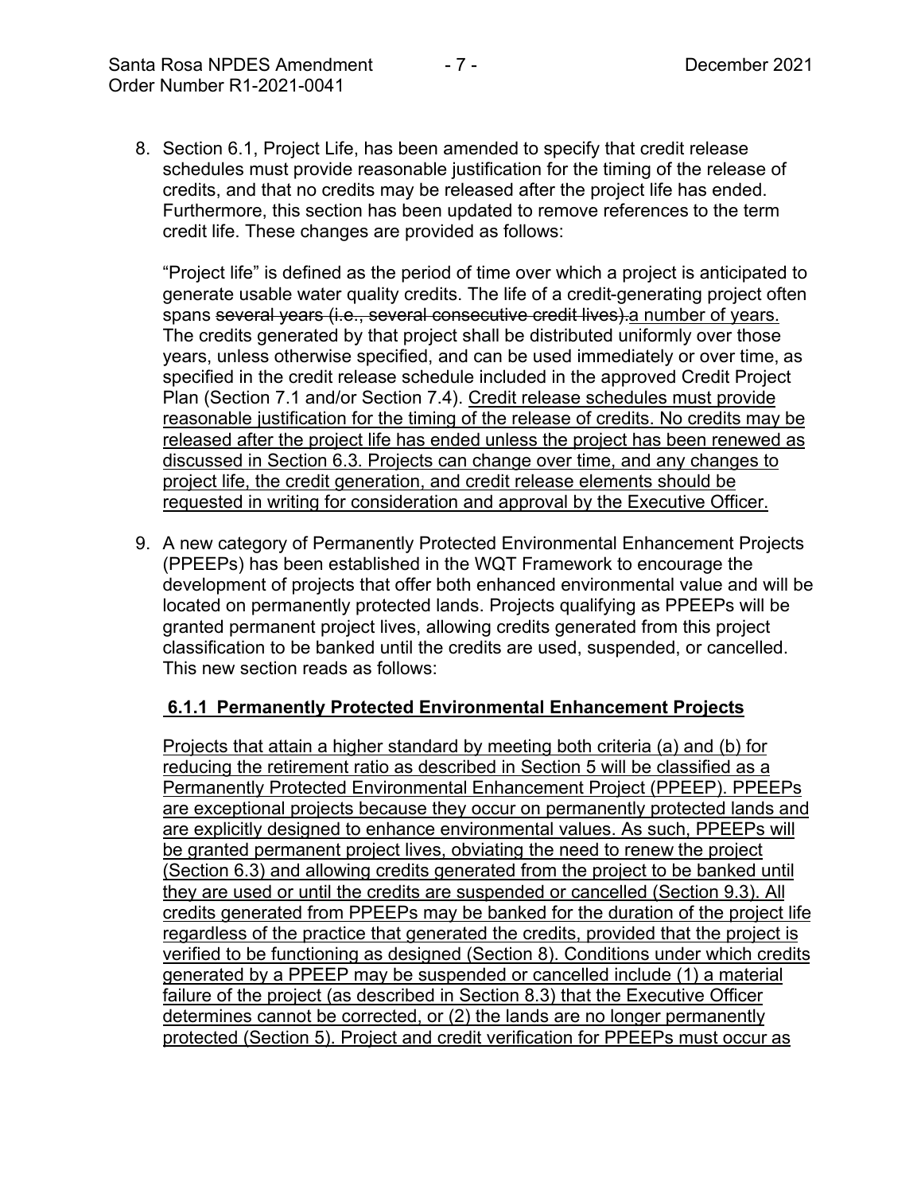8. Section 6.1, Project Life, has been amended to specify that credit release schedules must provide reasonable justification for the timing of the release of credits, and that no credits may be released after the project life has ended. Furthermore, this section has been updated to remove references to the term credit life. These changes are provided as follows:

   "Project life" is defined as the period of time over which a project is anticipated to generate usable water quality credits. The life of a credit-generating project often spans ~~several years (i.e., several consecutive credit lives).~~a number of years. The credits generated by that project shall be distributed uniformly over those years, unless otherwise specified, and can be used immediately or over time, as specified in the credit release schedule included in the approved Credit Project Plan (Section 7.1 and/or Section 7.4). Credit release schedules must provide reasonable justification for the timing of the release of credits. No credits may be released after the project life has ended unless the project has been renewed as discussed in Section 6.3. Projects can change over time, and any changes to project life, the credit generation, and credit release elements should be requested in writing for consideration and approval by the Executive Officer.

9. A new category of Permanently Protected Environmental Enhancement Projects (PPEEPs) has been established in the WQT Framework to encourage the development of projects that offer both enhanced environmental value and will be located on permanently protected lands. Projects qualifying as PPEEPs will be granted permanent project lives, allowing credits generated from this project classification to be banked until the credits are used, suspended, or cancelled. This new section reads as follows:

   **6.1.1 Permanently Protected Environmental Enhancement Projects**

   Projects that attain a higher standard by meeting both criteria (a) and (b) for reducing the retirement ratio as described in Section 5 will be classified as a Permanently Protected Environmental Enhancement Project (PPEEP). PPEEPs are exceptional projects because they occur on permanently protected lands and are explicitly designed to enhance environmental values. As such, PPEEPs will be granted permanent project lives, obviating the need to renew the project (Section 6.3) and allowing credits generated from the project to be banked until they are used or until the credits are suspended or cancelled (Section 9.3). All credits generated from PPEEPs may be banked for the duration of the project life regardless of the practice that generated the credits, provided that the project is verified to be functioning as designed (Section 8). Conditions under which credits generated by a PPEEP may be suspended or cancelled include (1) a material failure of the project (as described in Section 8.3) that the Executive Officer determines cannot be corrected, or (2) the lands are no longer permanently protected (Section 5). Project and credit verification for PPEEPs must occur as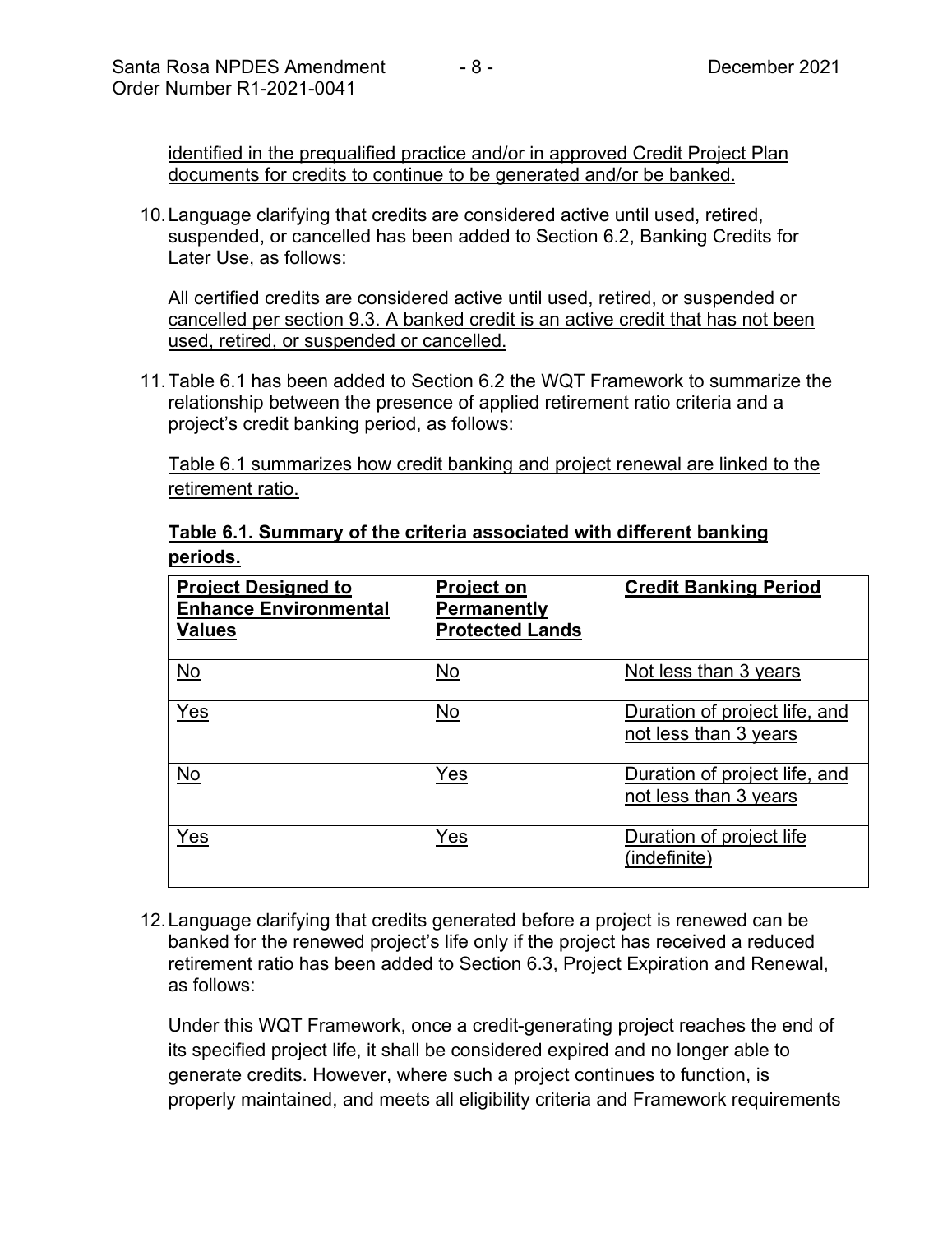identified in the prequalified practice and/or in approved Credit Project Plan documents for credits to continue to be generated and/or be banked.

10. Language clarifying that credits are considered active until used, retired, suspended, or cancelled has been added to Section 6.2, Banking Credits for Later Use, as follows:

    All certified credits are considered active until used, retired, or suspended or cancelled per section 9.3. A banked credit is an active credit that has not been used, retired, or suspended or cancelled.

11. Table 6.1 has been added to Section 6.2 the WQT Framework to summarize the relationship between the presence of applied retirement ratio criteria and a project's credit banking period, as follows:

    Table 6.1 summarizes how credit banking and project renewal are linked to the retirement ratio.

**Table 6.1. Summary of the criteria associated with different banking periods.**

| Project Designed to Enhance Environmental Values | Project on Permanently Protected Lands | Credit Banking Period |
|---|---|---|
| No | No | Not less than 3 years |
| Yes | No | Duration of project life, and not less than 3 years |
| No | Yes | Duration of project life, and not less than 3 years |
| Yes | Yes | Duration of project life (indefinite) |

12. Language clarifying that credits generated before a project is renewed can be banked for the renewed project's life only if the project has received a reduced retirement ratio has been added to Section 6.3, Project Expiration and Renewal, as follows:

    Under this WQT Framework, once a credit-generating project reaches the end of its specified project life, it shall be considered expired and no longer able to generate credits. However, where such a project continues to function, is properly maintained, and meets all eligibility criteria and Framework requirements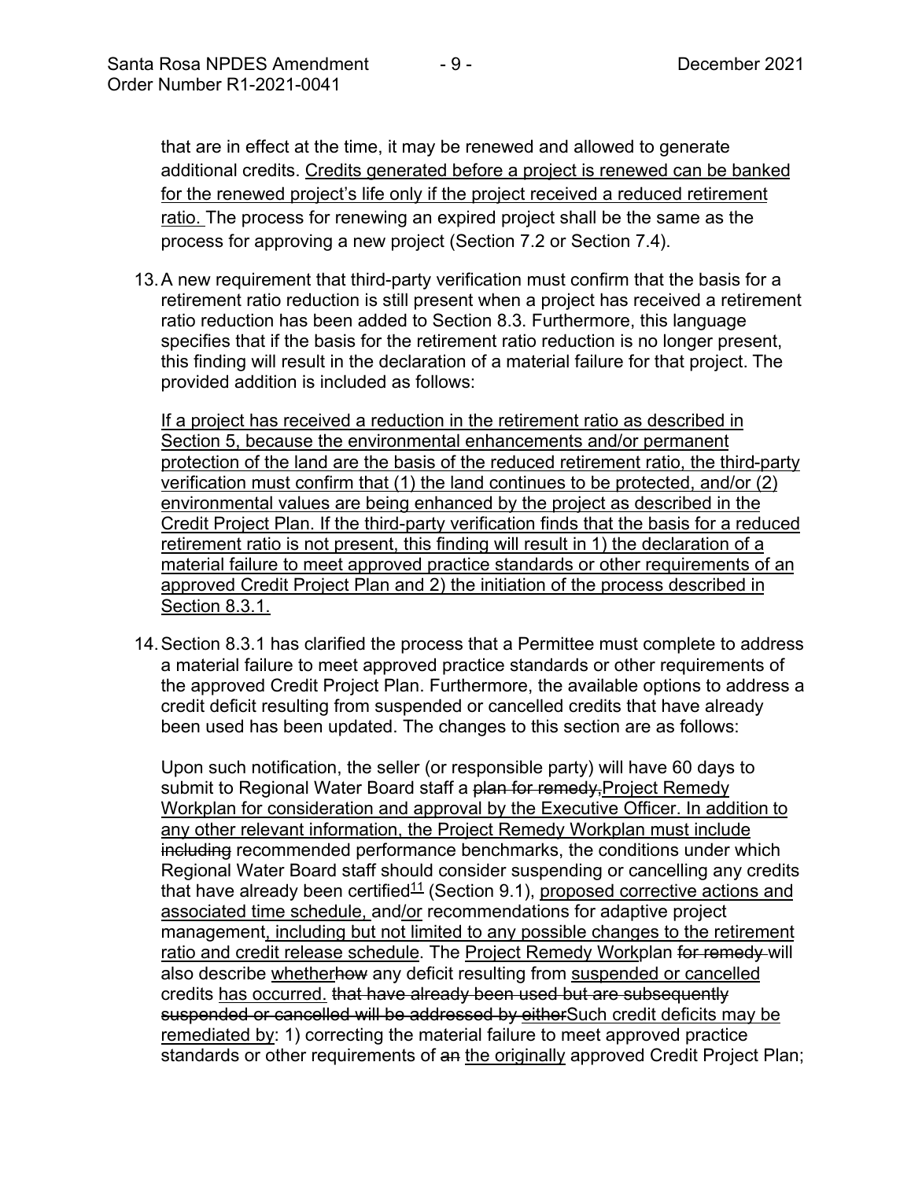that are in effect at the time, it may be renewed and allowed to generate additional credits. Credits generated before a project is renewed can be banked for the renewed project's life only if the project received a reduced retirement ratio. The process for renewing an expired project shall be the same as the process for approving a new project (Section 7.2 or Section 7.4).

13. A new requirement that third-party verification must confirm that the basis for a retirement ratio reduction is still present when a project has received a retirement ratio reduction has been added to Section 8.3. Furthermore, this language specifies that if the basis for the retirement ratio reduction is no longer present, this finding will result in the declaration of a material failure for that project. The provided addition is included as follows:

    If a project has received a reduction in the retirement ratio as described in Section 5, because the environmental enhancements and/or permanent protection of the land are the basis of the reduced retirement ratio, the third-party verification must confirm that (1) the land continues to be protected, and/or (2) environmental values are being enhanced by the project as described in the Credit Project Plan. If the third-party verification finds that the basis for a reduced retirement ratio is not present, this finding will result in 1) the declaration of a material failure to meet approved practice standards or other requirements of an approved Credit Project Plan and 2) the initiation of the process described in Section 8.3.1.

14. Section 8.3.1 has clarified the process that a Permittee must complete to address a material failure to meet approved practice standards or other requirements of the approved Credit Project Plan. Furthermore, the available options to address a credit deficit resulting from suspended or cancelled credits that have already been used has been updated. The changes to this section are as follows:

    Upon such notification, the seller (or responsible party) will have 60 days to submit to Regional Water Board staff a ~~plan for remedy,~~Project Remedy Workplan for consideration and approval by the Executive Officer. In addition to any other relevant information, the Project Remedy Workplan must include ~~including~~ recommended performance benchmarks, the conditions under which Regional Water Board staff should consider suspending or cancelling any credits that have already been certified[11] (Section 9.1), proposed corrective actions and associated time schedule, and/or recommendations for adaptive project management, including but not limited to any possible changes to the retirement ratio and credit release schedule. The Project Remedy Workplan ~~for remedy~~ will also describe whether~~how~~ any deficit resulting from suspended or cancelled credits has occurred. ~~that have already been used but are subsequently suspended or cancelled will be addressed by either~~Such credit deficits may be remediated by: 1) correcting the material failure to meet approved practice standards or other requirements of ~~an~~ the originally approved Credit Project Plan;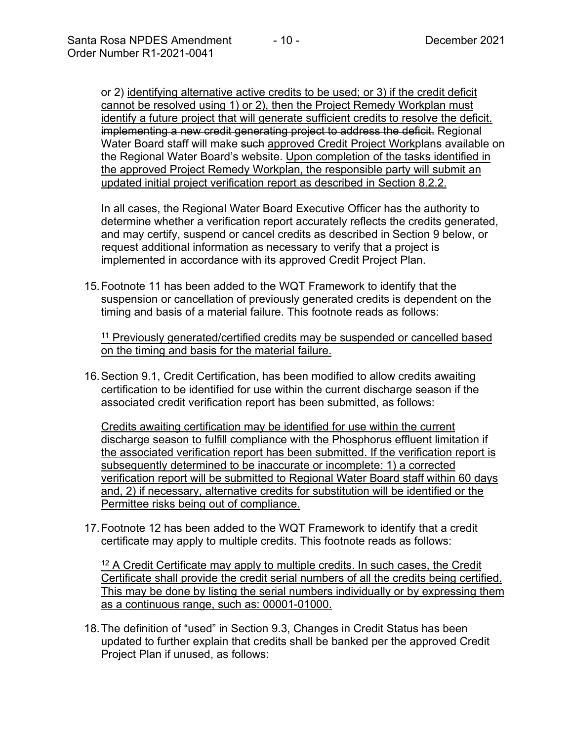or 2) identifying alternative active credits to be used; or 3) if the credit deficit cannot be resolved using 1) or 2), then the Project Remedy Workplan must identify a future project that will generate sufficient credits to resolve the deficit. ~~implementing a new credit generating project to address the deficit.~~ Regional Water Board staff will make ~~such~~ approved Credit Project Workplans available on the Regional Water Board's website. Upon completion of the tasks identified in the approved Project Remedy Workplan, the responsible party will submit an updated initial project verification report as described in Section 8.2.2.

In all cases, the Regional Water Board Executive Officer has the authority to determine whether a verification report accurately reflects the credits generated, and may certify, suspend or cancel credits as described in Section 9 below, or request additional information as necessary to verify that a project is implemented in accordance with its approved Credit Project Plan.

15. Footnote 11 has been added to the WQT Framework to identify that the suspension or cancellation of previously generated credits is dependent on the timing and basis of a material failure. This footnote reads as follows:

    [11] Previously generated/certified credits may be suspended or cancelled based on the timing and basis for the material failure.

16. Section 9.1, Credit Certification, has been modified to allow credits awaiting certification to be identified for use within the current discharge season if the associated credit verification report has been submitted, as follows:

    Credits awaiting certification may be identified for use within the current discharge season to fulfill compliance with the Phosphorus effluent limitation if the associated verification report has been submitted. If the verification report is subsequently determined to be inaccurate or incomplete: 1) a corrected verification report will be submitted to Regional Water Board staff within 60 days and, 2) if necessary, alternative credits for substitution will be identified or the Permittee risks being out of compliance.

17. Footnote 12 has been added to the WQT Framework to identify that a credit certificate may apply to multiple credits. This footnote reads as follows:

    [12] A Credit Certificate may apply to multiple credits. In such cases, the Credit Certificate shall provide the credit serial numbers of all the credits being certified. This may be done by listing the serial numbers individually or by expressing them as a continuous range, such as: 00001-01000.

18. The definition of "used" in Section 9.3, Changes in Credit Status has been updated to further explain that credits shall be banked per the approved Credit Project Plan if unused, as follows: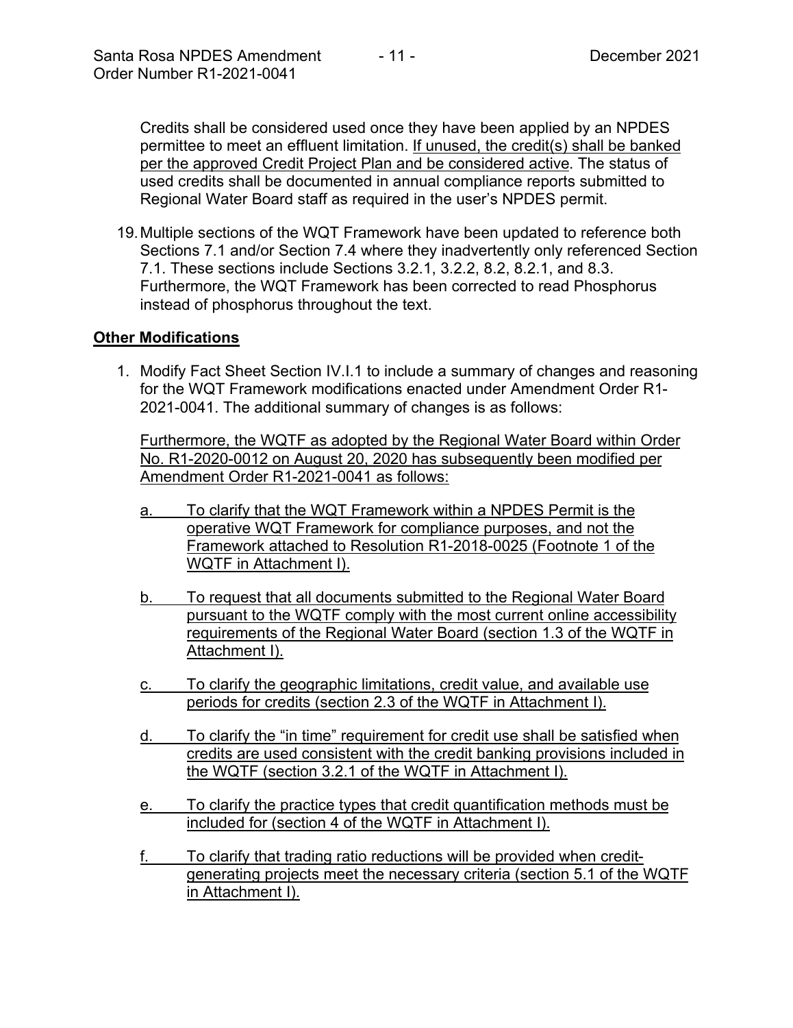Credits shall be considered used once they have been applied by an NPDES permittee to meet an effluent limitation. <u>If unused, the credit(s) shall be banked per the approved Credit Project Plan and be considered active</u>. The status of used credits shall be documented in annual compliance reports submitted to Regional Water Board staff as required in the user's NPDES permit.

19. Multiple sections of the WQT Framework have been updated to reference both Sections 7.1 and/or Section 7.4 where they inadvertently only referenced Section 7.1. These sections include Sections 3.2.1, 3.2.2, 8.2, 8.2.1, and 8.3. Furthermore, the WQT Framework has been corrected to read Phosphorus instead of phosphorus throughout the text.

## Other Modifications

1. Modify Fact Sheet Section IV.I.1 to include a summary of changes and reasoning for the WQT Framework modifications enacted under Amendment Order R1-2021-0041. The additional summary of changes is as follows:

   <u>Furthermore, the WQTF as adopted by the Regional Water Board within Order No. R1-2020-0012 on August 20, 2020 has subsequently been modified per Amendment Order R1-2021-0041 as follows:</u>

   <u>a. To clarify that the WQT Framework within a NPDES Permit is the operative WQT Framework for compliance purposes, and not the Framework attached to Resolution R1-2018-0025 (Footnote 1 of the WQTF in Attachment I).</u>

   <u>b. To request that all documents submitted to the Regional Water Board pursuant to the WQTF comply with the most current online accessibility requirements of the Regional Water Board (section 1.3 of the WQTF in Attachment I).</u>

   <u>c. To clarify the geographic limitations, credit value, and available use periods for credits (section 2.3 of the WQTF in Attachment I).</u>

   <u>d. To clarify the "in time" requirement for credit use shall be satisfied when credits are used consistent with the credit banking provisions included in the WQTF (section 3.2.1 of the WQTF in Attachment I).</u>

   <u>e. To clarify the practice types that credit quantification methods must be included for (section 4 of the WQTF in Attachment I).</u>

   <u>f. To clarify that trading ratio reductions will be provided when credit-generating projects meet the necessary criteria (section 5.1 of the WQTF in Attachment I).</u>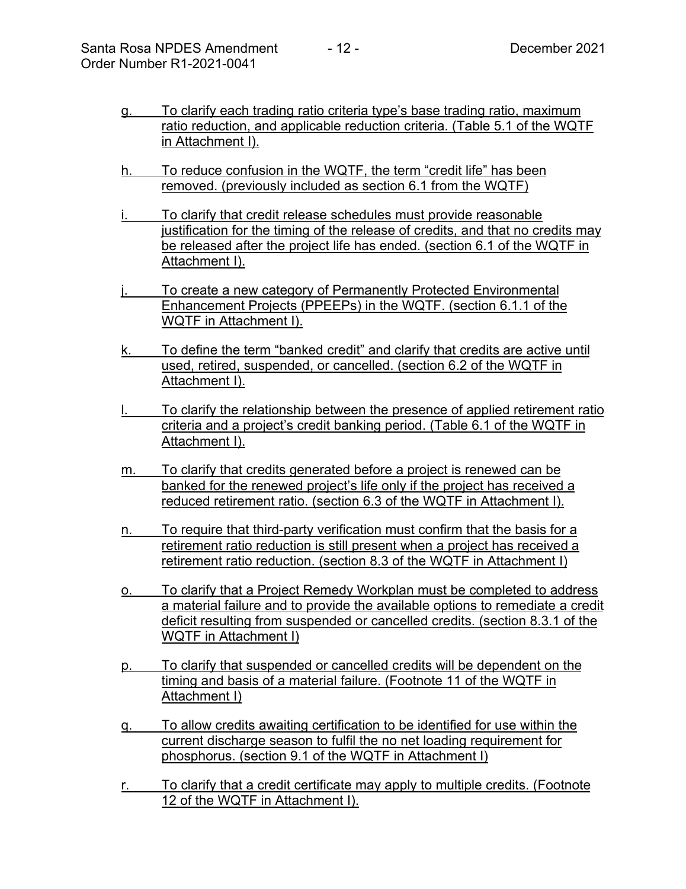g. To clarify each trading ratio criteria type's base trading ratio, maximum ratio reduction, and applicable reduction criteria. (Table 5.1 of the WQTF in Attachment I).

h. To reduce confusion in the WQTF, the term "credit life" has been removed. (previously included as section 6.1 from the WQTF)

i. To clarify that credit release schedules must provide reasonable justification for the timing of the release of credits, and that no credits may be released after the project life has ended. (section 6.1 of the WQTF in Attachment I).

j. To create a new category of Permanently Protected Environmental Enhancement Projects (PPEEPs) in the WQTF. (section 6.1.1 of the WQTF in Attachment I).

k. To define the term "banked credit" and clarify that credits are active until used, retired, suspended, or cancelled. (section 6.2 of the WQTF in Attachment I).

l. To clarify the relationship between the presence of applied retirement ratio criteria and a project's credit banking period. (Table 6.1 of the WQTF in Attachment I).

m. To clarify that credits generated before a project is renewed can be banked for the renewed project's life only if the project has received a reduced retirement ratio. (section 6.3 of the WQTF in Attachment I).

n. To require that third-party verification must confirm that the basis for a retirement ratio reduction is still present when a project has received a retirement ratio reduction. (section 8.3 of the WQTF in Attachment I)

o. To clarify that a Project Remedy Workplan must be completed to address a material failure and to provide the available options to remediate a credit deficit resulting from suspended or cancelled credits. (section 8.3.1 of the WQTF in Attachment I)

p. To clarify that suspended or cancelled credits will be dependent on the timing and basis of a material failure. (Footnote 11 of the WQTF in Attachment I)

q. To allow credits awaiting certification to be identified for use within the current discharge season to fulfil the no net loading requirement for phosphorus. (section 9.1 of the WQTF in Attachment I)

r. To clarify that a credit certificate may apply to multiple credits. (Footnote 12 of the WQTF in Attachment I).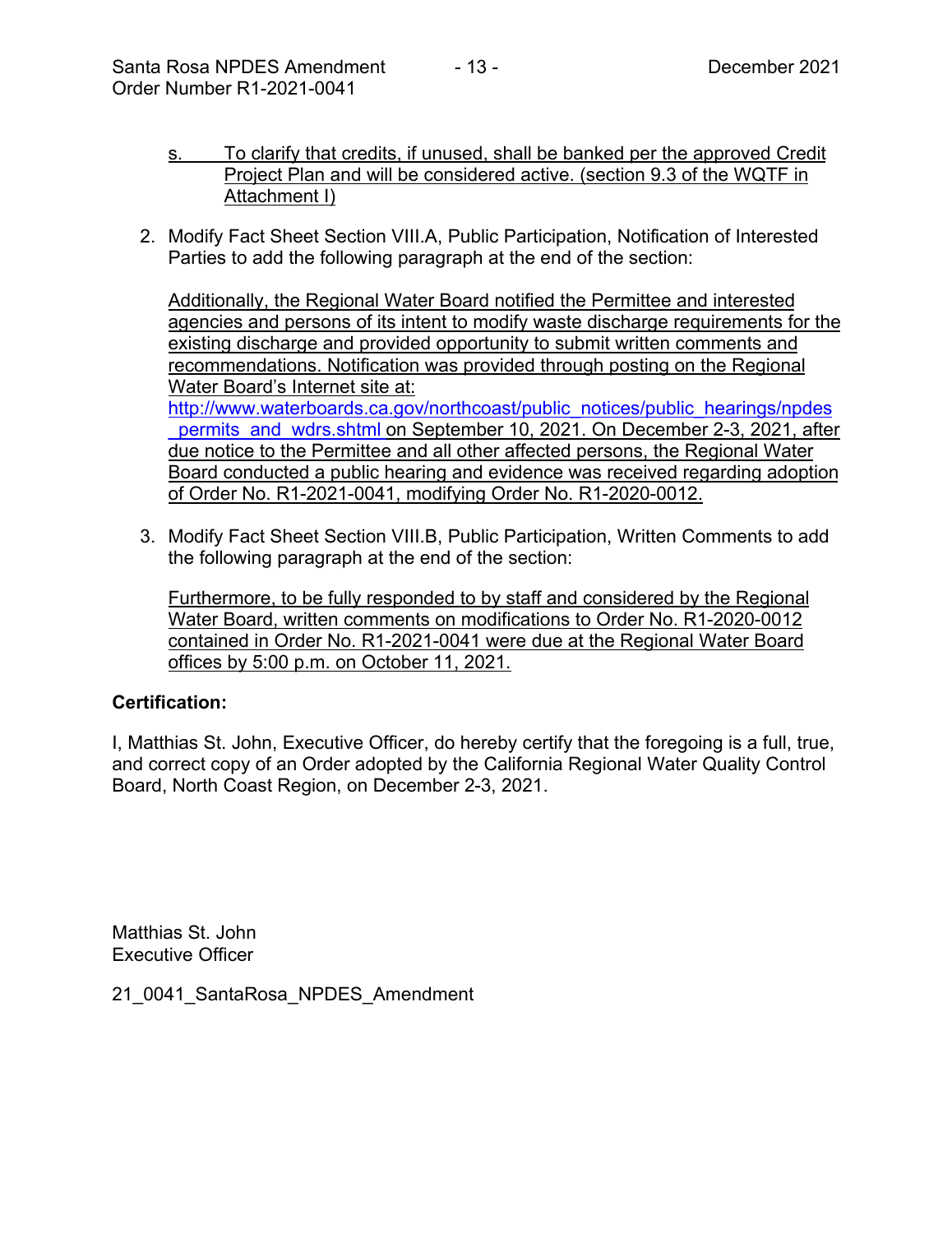s. To clarify that credits, if unused, shall be banked per the approved Credit Project Plan and will be considered active. (section 9.3 of the WQTF in Attachment I)

2. Modify Fact Sheet Section VIII.A, Public Participation, Notification of Interested Parties to add the following paragraph at the end of the section:

   Additionally, the Regional Water Board notified the Permittee and interested agencies and persons of its intent to modify waste discharge requirements for the existing discharge and provided opportunity to submit written comments and recommendations. Notification was provided through posting on the Regional Water Board's Internet site at: http://www.waterboards.ca.gov/northcoast/public_notices/public_hearings/npdes_permits_and_wdrs.shtml on September 10, 2021. On December 2-3, 2021, after due notice to the Permittee and all other affected persons, the Regional Water Board conducted a public hearing and evidence was received regarding adoption of Order No. R1-2021-0041, modifying Order No. R1-2020-0012.

3. Modify Fact Sheet Section VIII.B, Public Participation, Written Comments to add the following paragraph at the end of the section:

   Furthermore, to be fully responded to by staff and considered by the Regional Water Board, written comments on modifications to Order No. R1-2020-0012 contained in Order No. R1-2021-0041 were due at the Regional Water Board offices by 5:00 p.m. on October 11, 2021.

**Certification:**

I, Matthias St. John, Executive Officer, do hereby certify that the foregoing is a full, true, and correct copy of an Order adopted by the California Regional Water Quality Control Board, North Coast Region, on December 2-3, 2021.

Matthias St. John
Executive Officer

21_0041_SantaRosa_NPDES_Amendment